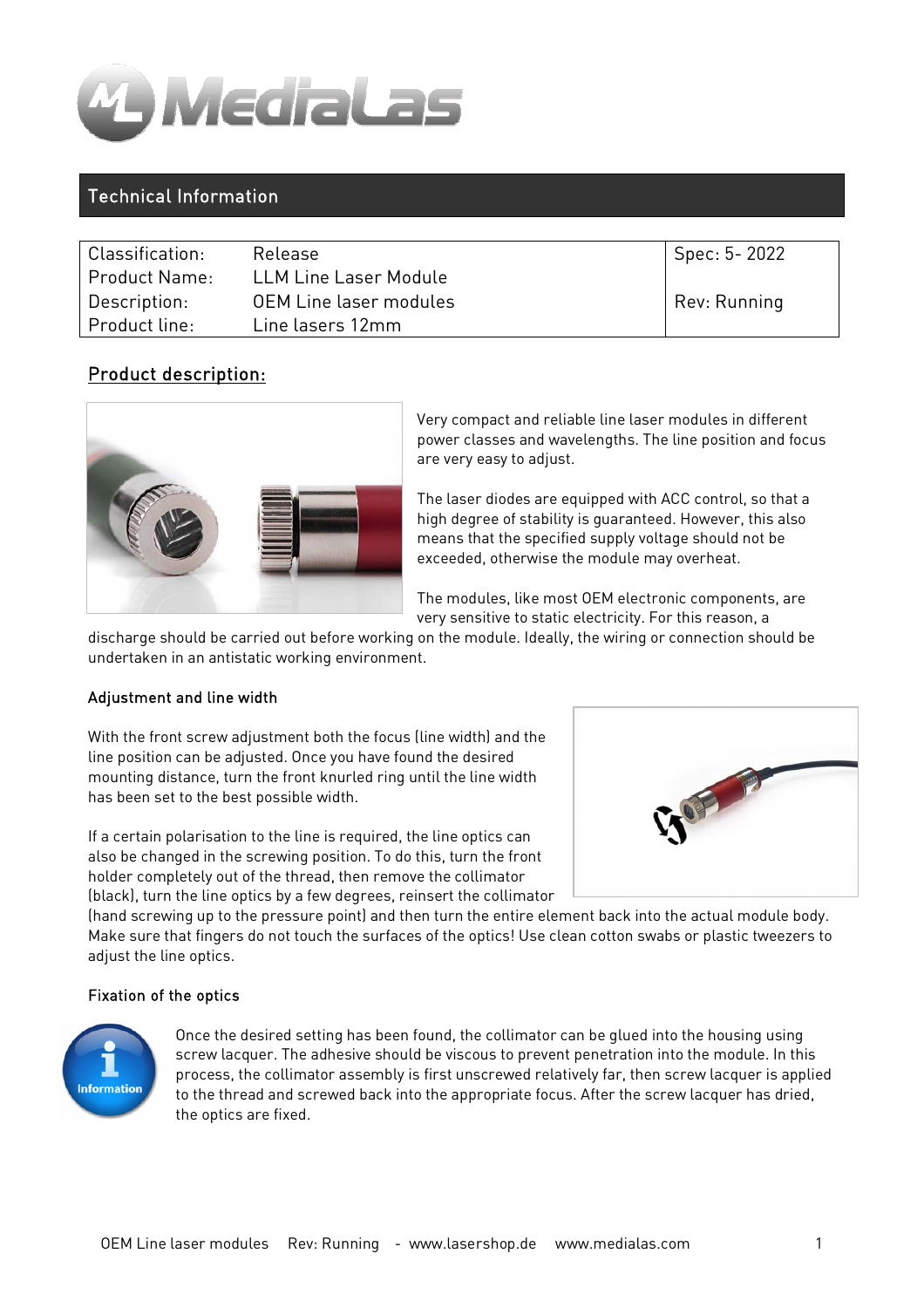## Technical Information

| Classification: | Release | Spec: 5- 2022 |
|---|---|---|
| Product Name: | LLM Line Laser Module | |
| Description: | OEM Line laser modules | Rev: Running |
| Product line: | Line lasers 12mm | |

## Product description:

Very compact and reliable line laser modules in different power classes and wavelengths. The line position and focus are very easy to adjust.

The laser diodes are equipped with ACC control, so that a high degree of stability is guaranteed. However, this also means that the specified supply voltage should not be exceeded, otherwise the module may overheat.

The modules, like most OEM electronic components, are very sensitive to static electricity. For this reason, a discharge should be carried out before working on the module. Ideally, the wiring or connection should be undertaken in an antistatic working environment.

### Adjustment and line width

With the front screw adjustment both the focus (line width) and the line position can be adjusted. Once you have found the desired mounting distance, turn the front knurled ring until the line width has been set to the best possible width.

If a certain polarisation to the line is required, the line optics can also be changed in the screwing position. To do this, turn the front holder completely out of the thread, then remove the collimator (black), turn the line optics by a few degrees, reinsert the collimator (hand screwing up to the pressure point) and then turn the entire element back into the actual module body. Make sure that fingers do not touch the surfaces of the optics! Use clean cotton swabs or plastic tweezers to adjust the line optics.

### Fixation of the optics

Once the desired setting has been found, the collimator can be glued into the housing using screw lacquer. The adhesive should be viscous to prevent penetration into the module. In this process, the collimator assembly is first unscrewed relatively far, then screw lacquer is applied to the thread and screwed back into the appropriate focus. After the screw lacquer has dried, the optics are fixed.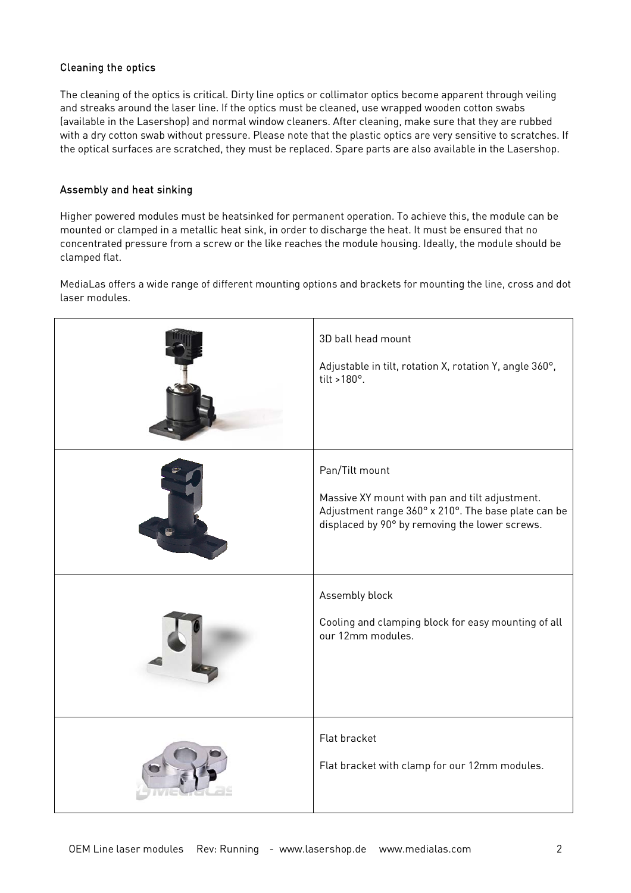### Cleaning the optics

The cleaning of the optics is critical. Dirty line optics or collimator optics become apparent through veiling and streaks around the laser line. If the optics must be cleaned, use wrapped wooden cotton swabs (available in the Lasershop) and normal window cleaners. After cleaning, make sure that they are rubbed with a dry cotton swab without pressure. Please note that the plastic optics are very sensitive to scratches. If the optical surfaces are scratched, they must be replaced. Spare parts are also available in the Lasershop.

### Assembly and heat sinking

Higher powered modules must be heatsinked for permanent operation. To achieve this, the module can be mounted or clamped in a metallic heat sink, in order to discharge the heat. It must be ensured that no concentrated pressure from a screw or the like reaches the module housing. Ideally, the module should be clamped flat.

MediaLas offers a wide range of different mounting options and brackets for mounting the line, cross and dot laser modules.

| | |
|---|---|
| | 3D ball head mount<br><br>Adjustable in tilt, rotation X, rotation Y, angle 360°, tilt >180°. |
| | Pan/Tilt mount<br><br>Massive XY mount with pan and tilt adjustment. Adjustment range 360° x 210°. The base plate can be displaced by 90° by removing the lower screws. |
| | Assembly block<br><br>Cooling and clamping block for easy mounting of all our 12mm modules. |
| | Flat bracket<br><br>Flat bracket with clamp for our 12mm modules. |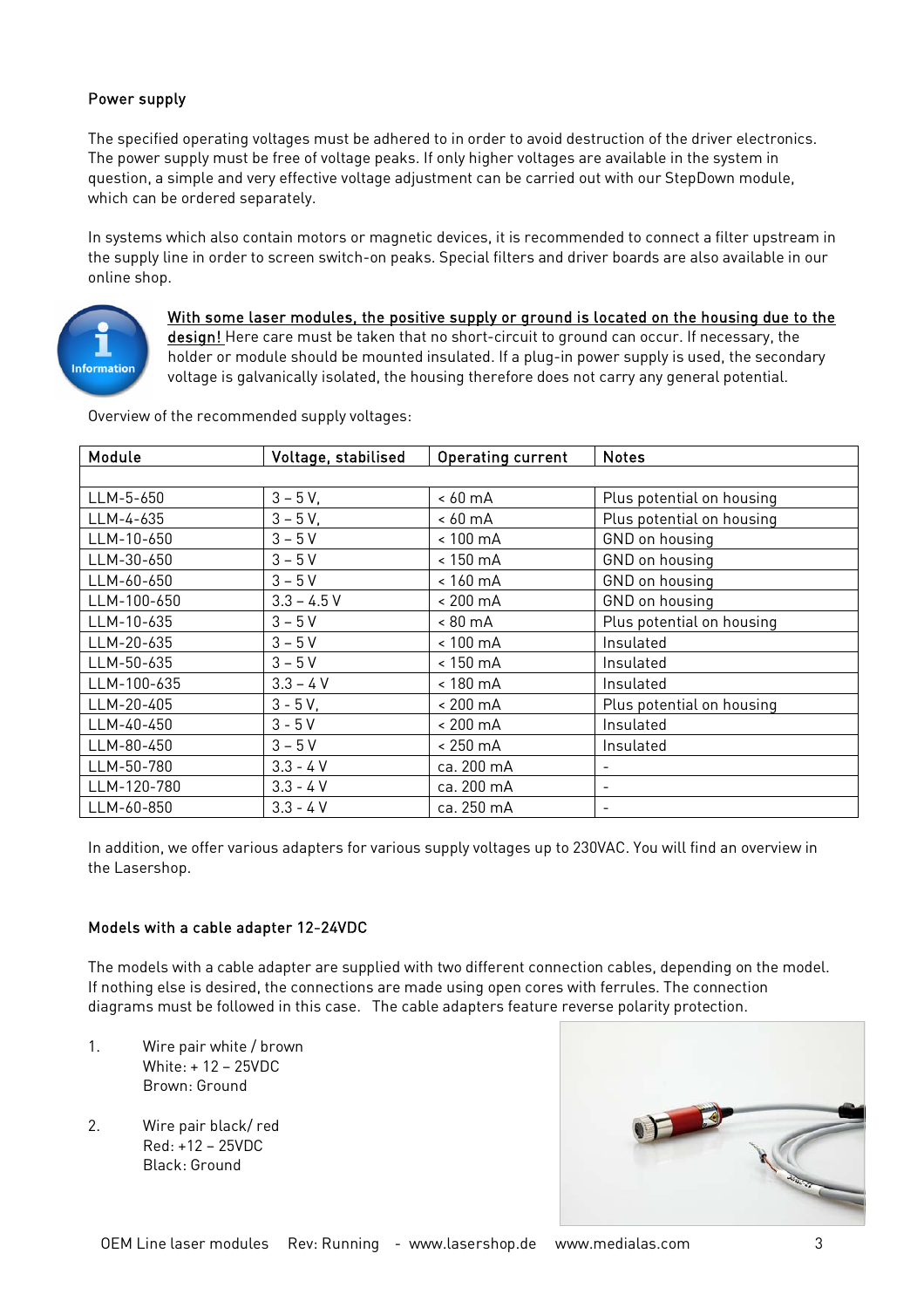## Power supply

The specified operating voltages must be adhered to in order to avoid destruction of the driver electronics. The power supply must be free of voltage peaks. If only higher voltages are available in the system in question, a simple and very effective voltage adjustment can be carried out with our StepDown module, which can be ordered separately.

In systems which also contain motors or magnetic devices, it is recommended to connect a filter upstream in the supply line in order to screen switch-on peaks. Special filters and driver boards are also available in our online shop.

<u>With some laser modules, the positive supply or ground is located on the housing due to the design!</u> Here care must be taken that no short-circuit to ground can occur. If necessary, the holder or module should be mounted insulated. If a plug-in power supply is used, the secondary voltage is galvanically isolated, the housing therefore does not carry any general potential.

Overview of the recommended supply voltages:

| Module | Voltage, stabilised | Operating current | Notes |
|---|---|---|---|
| | | | |
| LLM-5-650 | 3 – 5 V, | < 60 mA | Plus potential on housing |
| LLM-4-635 | 3 – 5 V, | < 60 mA | Plus potential on housing |
| LLM-10-650 | 3 – 5 V | < 100 mA | GND on housing |
| LLM-30-650 | 3 – 5 V | < 150 mA | GND on housing |
| LLM-60-650 | 3 – 5 V | < 160 mA | GND on housing |
| LLM-100-650 | 3.3 – 4.5 V | < 200 mA | GND on housing |
| LLM-10-635 | 3 – 5 V | < 80 mA | Plus potential on housing |
| LLM-20-635 | 3 – 5 V | < 100 mA | Insulated |
| LLM-50-635 | 3 – 5 V | < 150 mA | Insulated |
| LLM-100-635 | 3.3 – 4 V | < 180 mA | Insulated |
| LLM-20-405 | 3 - 5 V, | < 200 mA | Plus potential on housing |
| LLM-40-450 | 3 - 5 V | < 200 mA | Insulated |
| LLM-80-450 | 3 – 5 V | < 250 mA | Insulated |
| LLM-50-780 | 3.3 - 4 V | ca. 200 mA | - |
| LLM-120-780 | 3.3 - 4 V | ca. 200 mA | - |
| LLM-60-850 | 3.3 - 4 V | ca. 250 mA | - |

In addition, we offer various adapters for various supply voltages up to 230VAC. You will find an overview in the Lasershop.

## Models with a cable adapter 12-24VDC

The models with a cable adapter are supplied with two different connection cables, depending on the model. If nothing else is desired, the connections are made using open cores with ferrules. The connection diagrams must be followed in this case. The cable adapters feature reverse polarity protection.

1. Wire pair white / brown
   White: + 12 – 25VDC
   Brown: Ground

2. Wire pair black/ red
   Red: +12 – 25VDC
   Black: Ground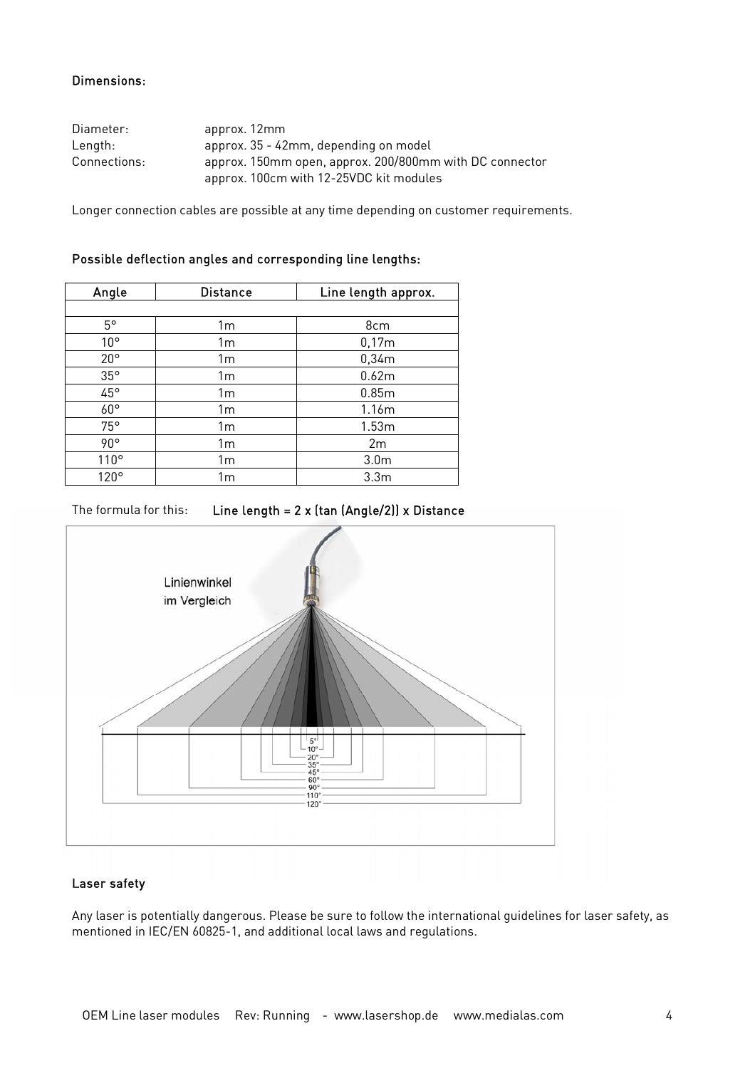### Dimensions:

| | |
|---|---|
| Diameter: | approx. 12mm |
| Length: | approx. 35 - 42mm, depending on model |
| Connections: | approx. 150mm open, approx. 200/800mm with DC connector<br>approx. 100cm with 12-25VDC kit modules |

Longer connection cables are possible at any time depending on customer requirements.

### Possible deflection angles and corresponding line lengths:

| Angle | Distance | Line length approx. |
|---|---|---|
| 5° | 1m | 8cm |
| 10° | 1m | 0,17m |
| 20° | 1m | 0,34m |
| 35° | 1m | 0.62m |
| 45° | 1m | 0.85m |
| 60° | 1m | 1.16m |
| 75° | 1m | 1.53m |
| 90° | 1m | 2m |
| 110° | 1m | 3.0m |
| 120° | 1m | 3.3m |

The formula for this: **Line length = 2 x (tan (Angle/2)) x Distance**

Linienwinkel
im Vergleich

5°
10°
20°
35°
45°
60°
90°
110°
120°

### Laser safety

Any laser is potentially dangerous. Please be sure to follow the international guidelines for laser safety, as mentioned in IEC/EN 60825-1, and additional local laws and regulations.